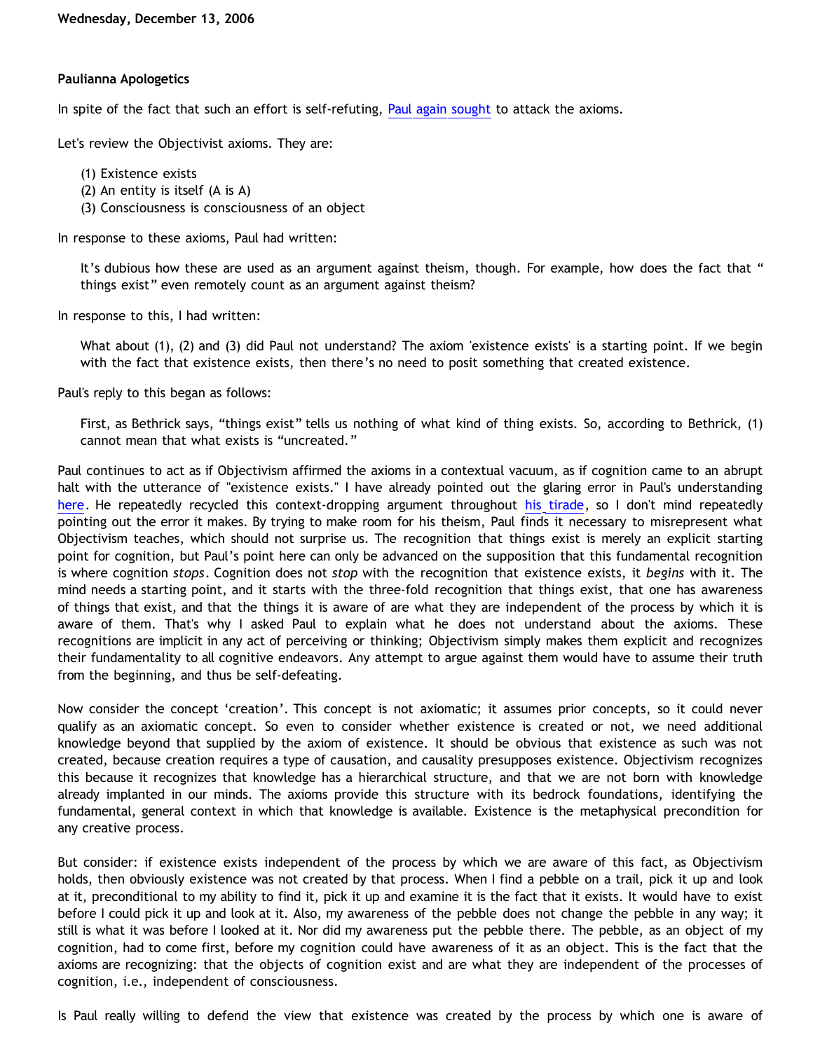**Wednesday, December 13, 2006**

### Paulianna Apologetics

In spite of the fact that such an effort is self-refuting, Paul again sought to attack the axioms.

Let's review the Objectivist axioms. They are:

> (1) Existence exists
> (2) An entity is itself (A is A)
> (3) Consciousness is consciousness of an object

In response to these axioms, Paul had written:

> It's dubious how these are used as an argument against theism, though. For example, how does the fact that "things exist" even remotely count as an argument against theism?

In response to this, I had written:

> What about (1), (2) and (3) did Paul not understand? The axiom 'existence exists' is a starting point. If we begin with the fact that existence exists, then there's no need to posit something that created existence.

Paul's reply to this began as follows:

> First, as Bethrick says, "things exist" tells us nothing of what kind of thing exists. So, according to Bethrick, (1) cannot mean that what exists is "uncreated."

Paul continues to act as if Objectivism affirmed the axioms in a contextual vacuum, as if cognition came to an abrupt halt with the utterance of "existence exists." I have already pointed out the glaring error in Paul's understanding here. He repeatedly recycled this context-dropping argument throughout his tirade, so I don't mind repeatedly pointing out the error it makes. By trying to make room for his theism, Paul finds it necessary to misrepresent what Objectivism teaches, which should not surprise us. The recognition that things exist is merely an explicit starting point for cognition, but Paul's point here can only be advanced on the supposition that this fundamental recognition is where cognition *stops*. Cognition does not *stop* with the recognition that existence exists, it *begins* with it. The mind needs a starting point, and it starts with the three-fold recognition that things exist, that one has awareness of things that exist, and that the things it is aware of are what they are independent of the process by which it is aware of them. That's why I asked Paul to explain what he does not understand about the axioms. These recognitions are implicit in any act of perceiving or thinking; Objectivism simply makes them explicit and recognizes their fundamentality to all cognitive endeavors. Any attempt to argue against them would have to assume their truth from the beginning, and thus be self-defeating.

Now consider the concept 'creation'. This concept is not axiomatic; it assumes prior concepts, so it could never qualify as an axiomatic concept. So even to consider whether existence is created or not, we need additional knowledge beyond that supplied by the axiom of existence. It should be obvious that existence as such was not created, because creation requires a type of causation, and causality presupposes existence. Objectivism recognizes this because it recognizes that knowledge has a hierarchical structure, and that we are not born with knowledge already implanted in our minds. The axioms provide this structure with its bedrock foundations, identifying the fundamental, general context in which that knowledge is available. Existence is the metaphysical precondition for any creative process.

But consider: if existence exists independent of the process by which we are aware of this fact, as Objectivism holds, then obviously existence was not created by that process. When I find a pebble on a trail, pick it up and look at it, preconditional to my ability to find it, pick it up and examine it is the fact that it exists. It would have to exist before I could pick it up and look at it. Also, my awareness of the pebble does not change the pebble in any way; it still is what it was before I looked at it. Nor did my awareness put the pebble there. The pebble, as an object of my cognition, had to come first, before my cognition could have awareness of it as an object. This is the fact that the axioms are recognizing: that the objects of cognition exist and are what they are independent of the processes of cognition, i.e., independent of consciousness.

Is Paul really willing to defend the view that existence was created by the process by which one is aware of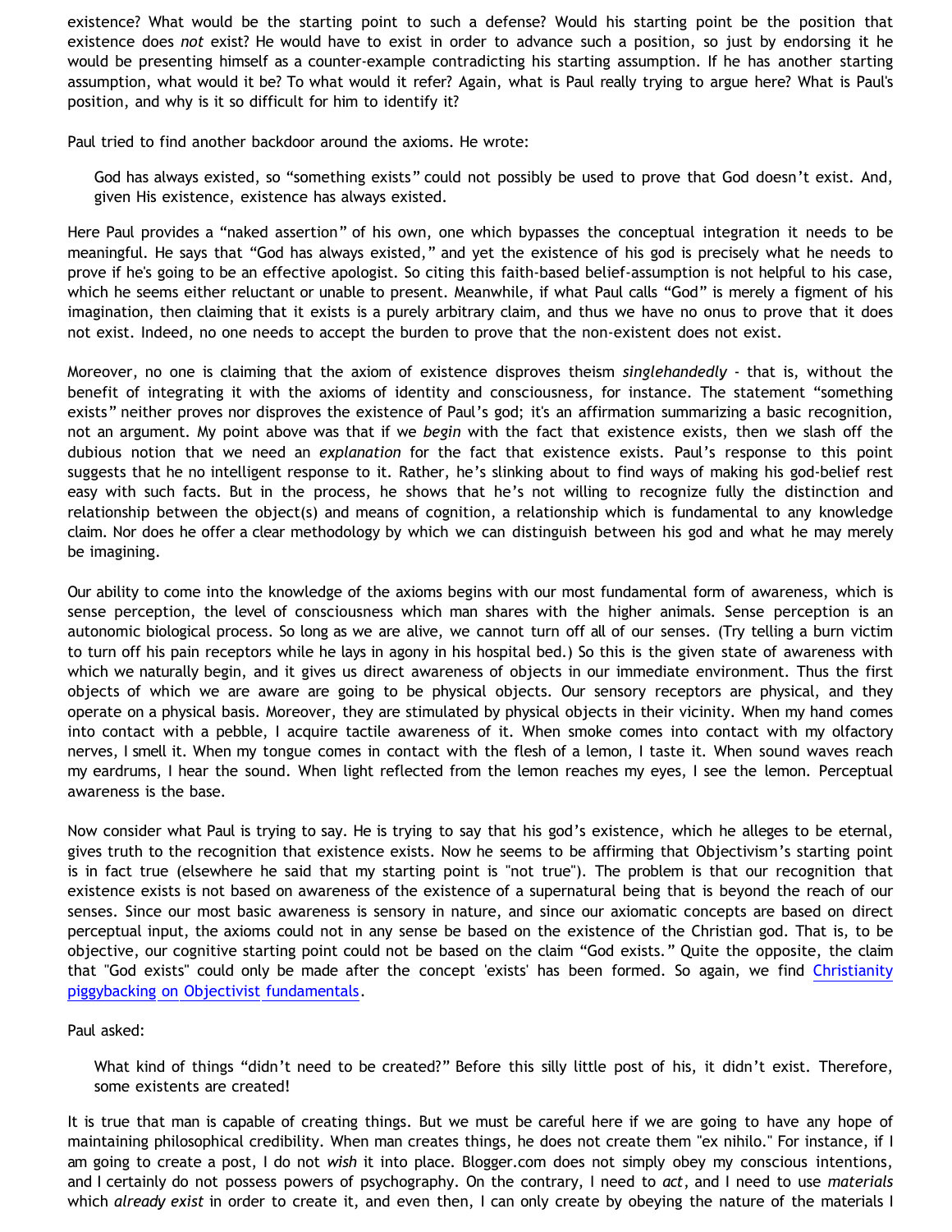existence? What would be the starting point to such a defense? Would his starting point be the position that existence does *not* exist? He would have to exist in order to advance such a position, so just by endorsing it he would be presenting himself as a counter-example contradicting his starting assumption. If he has another starting assumption, what would it be? To what would it refer? Again, what is Paul really trying to argue here? What is Paul's position, and why is it so difficult for him to identify it?

Paul tried to find another backdoor around the axioms. He wrote:

> God has always existed, so "something exists" could not possibly be used to prove that God doesn't exist. And, given His existence, existence has always existed.

Here Paul provides a "naked assertion" of his own, one which bypasses the conceptual integration it needs to be meaningful. He says that "God has always existed," and yet the existence of his god is precisely what he needs to prove if he's going to be an effective apologist. So citing this faith-based belief-assumption is not helpful to his case, which he seems either reluctant or unable to present. Meanwhile, if what Paul calls "God" is merely a figment of his imagination, then claiming that it exists is a purely arbitrary claim, and thus we have no onus to prove that it does not exist. Indeed, no one needs to accept the burden to prove that the non-existent does not exist.

Moreover, no one is claiming that the axiom of existence disproves theism *singlehandedly* - that is, without the benefit of integrating it with the axioms of identity and consciousness, for instance. The statement "something exists" neither proves nor disproves the existence of Paul's god; it's an affirmation summarizing a basic recognition, not an argument. My point above was that if we *begin* with the fact that existence exists, then we slash off the dubious notion that we need an *explanation* for the fact that existence exists. Paul's response to this point suggests that he no intelligent response to it. Rather, he's slinking about to find ways of making his god-belief rest easy with such facts. But in the process, he shows that he's not willing to recognize fully the distinction and relationship between the object(s) and means of cognition, a relationship which is fundamental to any knowledge claim. Nor does he offer a clear methodology by which we can distinguish between his god and what he may merely be imagining.

Our ability to come into the knowledge of the axioms begins with our most fundamental form of awareness, which is sense perception, the level of consciousness which man shares with the higher animals. Sense perception is an autonomic biological process. So long as we are alive, we cannot turn off all of our senses. (Try telling a burn victim to turn off his pain receptors while he lays in agony in his hospital bed.) So this is the given state of awareness with which we naturally begin, and it gives us direct awareness of objects in our immediate environment. Thus the first objects of which we are aware are going to be physical objects. Our sensory receptors are physical, and they operate on a physical basis. Moreover, they are stimulated by physical objects in their vicinity. When my hand comes into contact with a pebble, I acquire tactile awareness of it. When smoke comes into contact with my olfactory nerves, I smell it. When my tongue comes in contact with the flesh of a lemon, I taste it. When sound waves reach my eardrums, I hear the sound. When light reflected from the lemon reaches my eyes, I see the lemon. Perceptual awareness is the base.

Now consider what Paul is trying to say. He is trying to say that his god's existence, which he alleges to be eternal, gives truth to the recognition that existence exists. Now he seems to be affirming that Objectivism's starting point is in fact true (elsewhere he said that my starting point is "not true"). The problem is that our recognition that existence exists is not based on awareness of the existence of a supernatural being that is beyond the reach of our senses. Since our most basic awareness is sensory in nature, and since our axiomatic concepts are based on direct perceptual input, the axioms could not in any sense be based on the existence of the Christian god. That is, to be objective, our cognitive starting point could not be based on the claim "God exists." Quite the opposite, the claim that "God exists" could only be made after the concept 'exists' has been formed. So again, we find Christianity piggybacking on Objectivist fundamentals.

Paul asked:

> What kind of things "didn't need to be created?" Before this silly little post of his, it didn't exist. Therefore, some existents are created!

It is true that man is capable of creating things. But we must be careful here if we are going to have any hope of maintaining philosophical credibility. When man creates things, he does not create them "ex nihilo." For instance, if I am going to create a post, I do not *wish* it into place. Blogger.com does not simply obey my conscious intentions, and I certainly do not possess powers of psychography. On the contrary, I need to *act*, and I need to use *materials* which *already exist* in order to create it, and even then, I can only create by obeying the nature of the materials I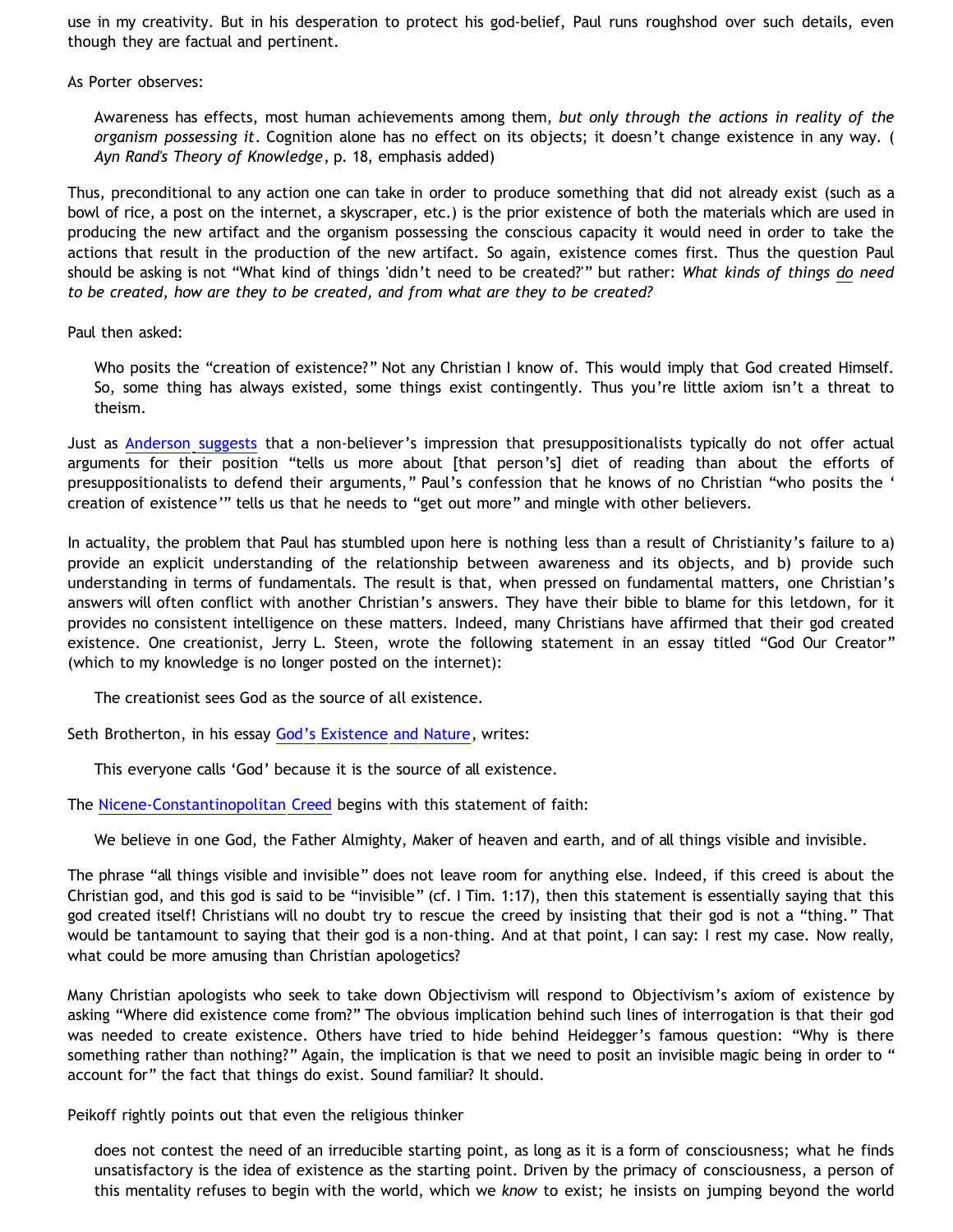use in my creativity. But in his desperation to protect his god-belief, Paul runs roughshod over such details, even though they are factual and pertinent.

As Porter observes:

> Awareness has effects, most human achievements among them, *but only through the actions in reality of the organism possessing it*. Cognition alone has no effect on its objects; it doesn't change existence in any way. (*Ayn Rand's Theory of Knowledge*, p. 18, emphasis added)

Thus, preconditional to any action one can take in order to produce something that did not already exist (such as a bowl of rice, a post on the internet, a skyscraper, etc.) is the prior existence of both the materials which are used in producing the new artifact and the organism possessing the conscious capacity it would need in order to take the actions that result in the production of the new artifact. So again, existence comes first. Thus the question Paul should be asking is not "What kind of things 'didn't need to be created?'" but rather: *What kinds of things do need to be created, how are they to be created, and from what are they to be created?*

Paul then asked:

> Who posits the "creation of existence?" Not any Christian I know of. This would imply that God created Himself. So, some thing has always existed, some things exist contingently. Thus you're little axiom isn't a threat to theism.

Just as Anderson suggests that a non-believer's impression that presuppositionalists typically do not offer actual arguments for their position "tells us more about [that person's] diet of reading than about the efforts of presuppositionalists to defend their arguments," Paul's confession that he knows of no Christian "who posits the 'creation of existence'" tells us that he needs to "get out more" and mingle with other believers.

In actuality, the problem that Paul has stumbled upon here is nothing less than a result of Christianity's failure to a) provide an explicit understanding of the relationship between awareness and its objects, and b) provide such understanding in terms of fundamentals. The result is that, when pressed on fundamental matters, one Christian's answers will often conflict with another Christian's answers. They have their bible to blame for this letdown, for it provides no consistent intelligence on these matters. Indeed, many Christians have affirmed that their god created existence. One creationist, Jerry L. Steen, wrote the following statement in an essay titled "God Our Creator" (which to my knowledge is no longer posted on the internet):

> The creationist sees God as the source of all existence.

Seth Brotherton, in his essay God's Existence and Nature, writes:

> This everyone calls 'God' because it is the source of all existence.

The Nicene-Constantinopolitan Creed begins with this statement of faith:

> We believe in one God, the Father Almighty, Maker of heaven and earth, and of all things visible and invisible.

The phrase "all things visible and invisible" does not leave room for anything else. Indeed, if this creed is about the Christian god, and this god is said to be "invisible" (cf. I Tim. 1:17), then this statement is essentially saying that this god created itself! Christians will no doubt try to rescue the creed by insisting that their god is not a "thing." That would be tantamount to saying that their god is a non-thing. And at that point, I can say: I rest my case. Now really, what could be more amusing than Christian apologetics?

Many Christian apologists who seek to take down Objectivism will respond to Objectivism's axiom of existence by asking "Where did existence come from?" The obvious implication behind such lines of interrogation is that their god was needed to create existence. Others have tried to hide behind Heidegger's famous question: "Why is there something rather than nothing?" Again, the implication is that we need to posit an invisible magic being in order to "account for" the fact that things do exist. Sound familiar? It should.

Peikoff rightly points out that even the religious thinker

> does not contest the need of an irreducible starting point, as long as it is a form of consciousness; what he finds unsatisfactory is the idea of existence as the starting point. Driven by the primacy of consciousness, a person of this mentality refuses to begin with the world, which we *know* to exist; he insists on jumping beyond the world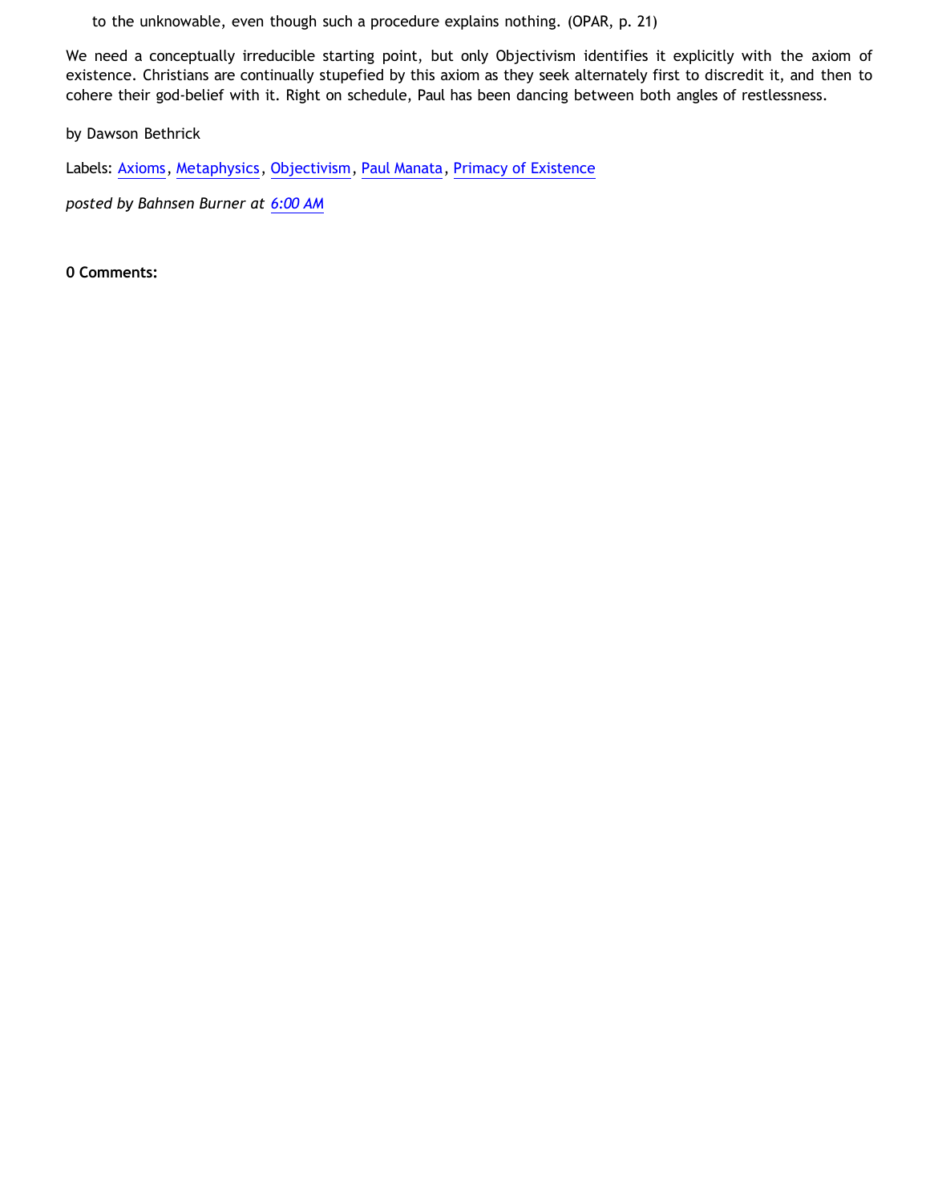> to the unknowable, even though such a procedure explains nothing. (OPAR, p. 21)

We need a conceptually irreducible starting point, but only Objectivism identifies it explicitly with the axiom of existence. Christians are continually stupefied by this axiom as they seek alternately first to discredit it, and then to cohere their god-belief with it. Right on schedule, Paul has been dancing between both angles of restlessness.

by Dawson Bethrick

Labels: Axioms, Metaphysics, Objectivism, Paul Manata, Primacy of Existence

*posted by Bahnsen Burner at 6:00 AM*

**0 Comments:**